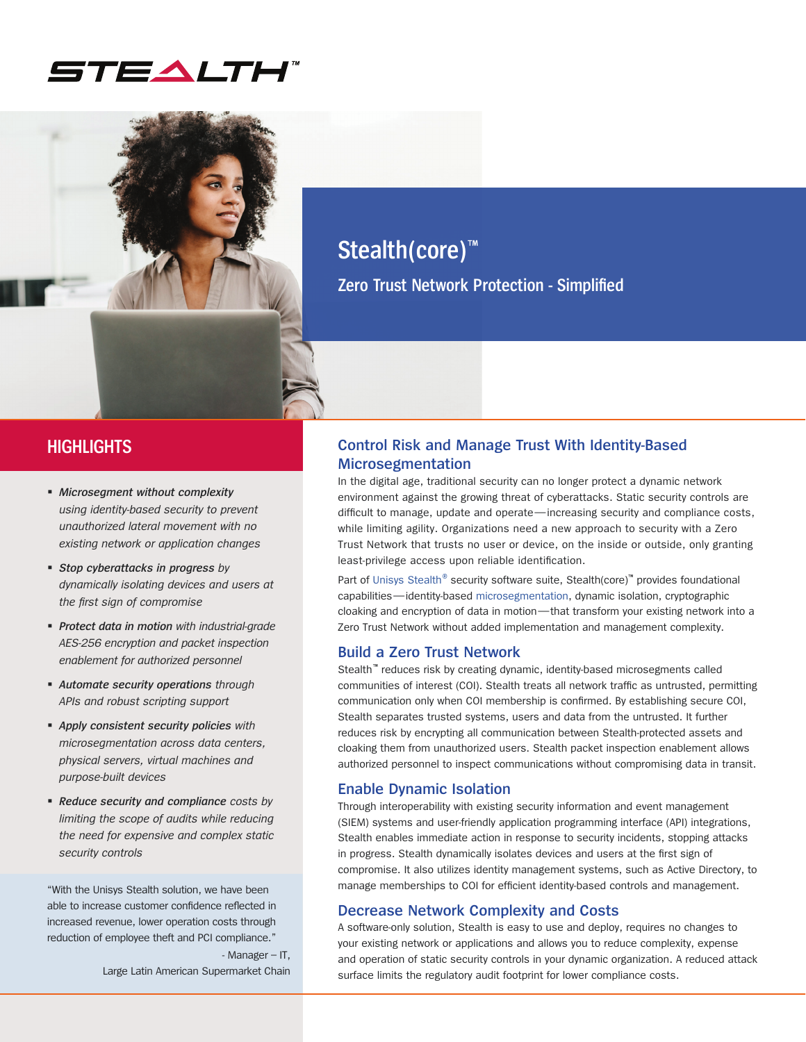STEALTH™

# Stealth(core)™

## Zero Trust Network Protection - Simplified

## HIGHLIGHTS

- ***Microsegment without complexity*** *using identity-based security to prevent unauthorized lateral movement with no existing network or application changes*
- ***Stop cyberattacks in progress*** *by dynamically isolating devices and users at the first sign of compromise*
- ***Protect data in motion*** *with industrial-grade AES-256 encryption and packet inspection enablement for authorized personnel*
- ***Automate security operations*** *through APIs and robust scripting support*
- ***Apply consistent security policies*** *with microsegmentation across data centers, physical servers, virtual machines and purpose-built devices*
- ***Reduce security and compliance*** *costs by limiting the scope of audits while reducing the need for expensive and complex static security controls*

"With the Unisys Stealth solution, we have been able to increase customer confidence reflected in increased revenue, lower operation costs through reduction of employee theft and PCI compliance."

- Manager – IT,
Large Latin American Supermarket Chain

## Control Risk and Manage Trust With Identity-Based Microsegmentation

In the digital age, traditional security can no longer protect a dynamic network environment against the growing threat of cyberattacks. Static security controls are difficult to manage, update and operate—increasing security and compliance costs, while limiting agility. Organizations need a new approach to security with a Zero Trust Network that trusts no user or device, on the inside or outside, only granting least-privilege access upon reliable identification.

Part of Unisys Stealth® security software suite, Stealth(core)™ provides foundational capabilities—identity-based microsegmentation, dynamic isolation, cryptographic cloaking and encryption of data in motion—that transform your existing network into a Zero Trust Network without added implementation and management complexity.

## Build a Zero Trust Network

Stealth™ reduces risk by creating dynamic, identity-based microsegments called communities of interest (COI). Stealth treats all network traffic as untrusted, permitting communication only when COI membership is confirmed. By establishing secure COI, Stealth separates trusted systems, users and data from the untrusted. It further reduces risk by encrypting all communication between Stealth-protected assets and cloaking them from unauthorized users. Stealth packet inspection enablement allows authorized personnel to inspect communications without compromising data in transit.

## Enable Dynamic Isolation

Through interoperability with existing security information and event management (SIEM) systems and user-friendly application programming interface (API) integrations, Stealth enables immediate action in response to security incidents, stopping attacks in progress. Stealth dynamically isolates devices and users at the first sign of compromise. It also utilizes identity management systems, such as Active Directory, to manage memberships to COI for efficient identity-based controls and management.

## Decrease Network Complexity and Costs

A software-only solution, Stealth is easy to use and deploy, requires no changes to your existing network or applications and allows you to reduce complexity, expense and operation of static security controls in your dynamic organization. A reduced attack surface limits the regulatory audit footprint for lower compliance costs.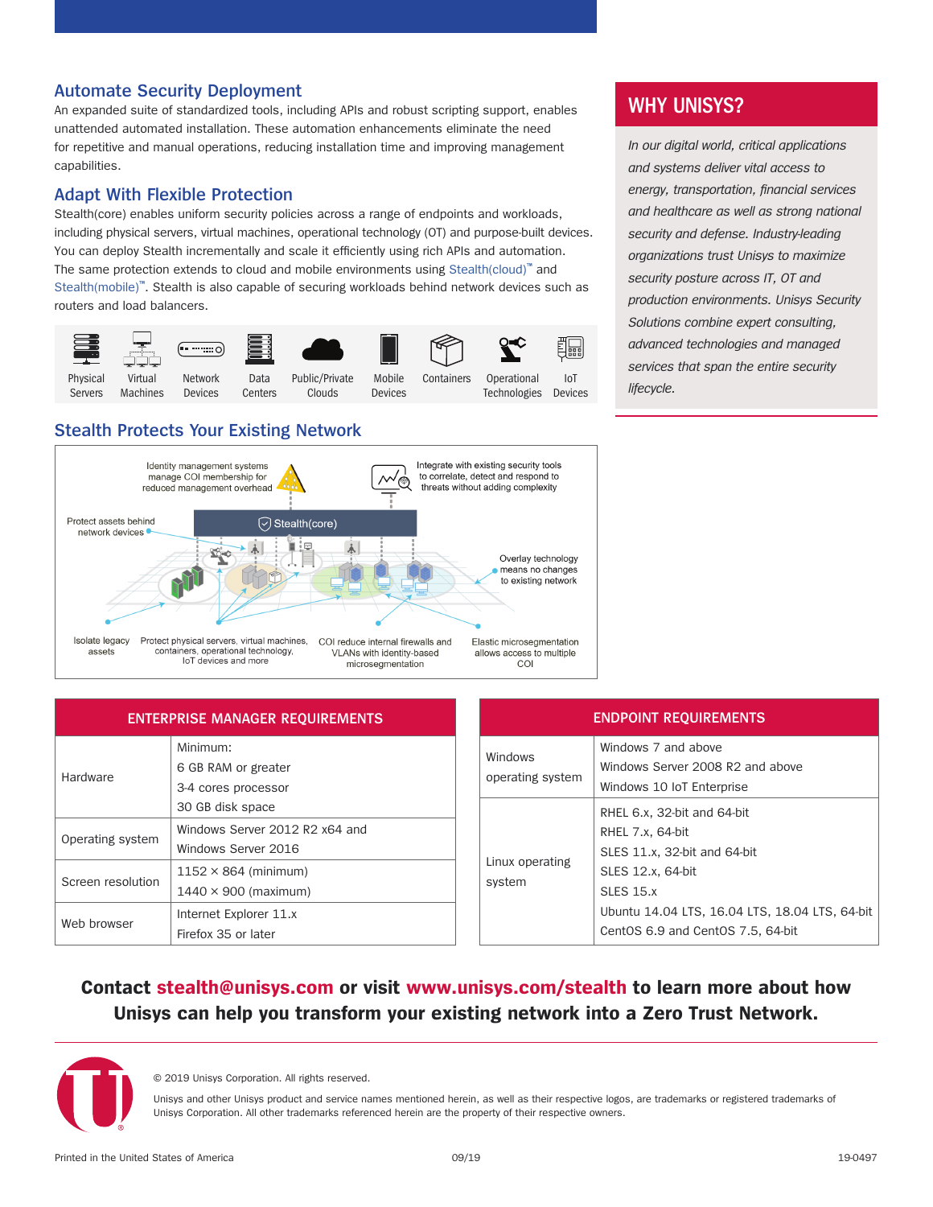## Automate Security Deployment

An expanded suite of standardized tools, including APIs and robust scripting support, enables unattended automated installation. These automation enhancements eliminate the need for repetitive and manual operations, reducing installation time and improving management capabilities.

## Adapt With Flexible Protection

Stealth(core) enables uniform security policies across a range of endpoints and workloads, including physical servers, virtual machines, operational technology (OT) and purpose-built devices. You can deploy Stealth incrementally and scale it efficiently using rich APIs and automation. The same protection extends to cloud and mobile environments using Stealth(cloud)™ and Stealth(mobile)™. Stealth is also capable of securing workloads behind network devices such as routers and load balancers.

Physical Servers
Virtual Machines
Network Devices
Data Centers
Public/Private Clouds
Mobile Devices
Containers
Operational Technologies
IoT Devices

## Stealth Protects Your Existing Network

Identity management systems manage COI membership for reduced management overhead

Integrate with existing security tools to correlate, detect and respond to threats without adding complexity

Protect assets behind network devices

Stealth(core)

Overlay technology means no changes to existing network

Isolate legacy assets

Protect physical servers, virtual machines, containers, operational technology, IoT devices and more

COI reduce internal firewalls and VLANs with identity-based microsegmentation

Elastic microsegmentation allows access to multiple COI

## WHY UNISYS?

*In our digital world, critical applications and systems deliver vital access to energy, transportation, financial services and healthcare as well as strong national security and defense. Industry-leading organizations trust Unisys to maximize security posture across IT, OT and production environments. Unisys Security Solutions combine expert consulting, advanced technologies and managed services that span the entire security lifecycle.*

| ENTERPRISE MANAGER REQUIREMENTS | |
|---|---|
| Hardware | Minimum:<br>6 GB RAM or greater<br>3-4 cores processor<br>30 GB disk space |
| Operating system | Windows Server 2012 R2 x64 and<br>Windows Server 2016 |
| Screen resolution | 1152 × 864 (minimum)<br>1440 × 900 (maximum) |
| Web browser | Internet Explorer 11.x<br>Firefox 35 or later |

| ENDPOINT REQUIREMENTS | |
|---|---|
| Windows operating system | Windows 7 and above<br>Windows Server 2008 R2 and above<br>Windows 10 IoT Enterprise |
| Linux operating system | RHEL 6.x, 32-bit and 64-bit<br>RHEL 7.x, 64-bit<br>SLES 11.x, 32-bit and 64-bit<br>SLES 12.x, 64-bit<br>SLES 15.x<br>Ubuntu 14.04 LTS, 16.04 LTS, 18.04 LTS, 64-bit<br>CentOS 6.9 and CentOS 7.5, 64-bit |

**Contact stealth@unisys.com or visit www.unisys.com/stealth to learn more about how Unisys can help you transform your existing network into a Zero Trust Network.**

© 2019 Unisys Corporation. All rights reserved.

Unisys and other Unisys product and service names mentioned herein, as well as their respective logos, are trademarks or registered trademarks of Unisys Corporation. All other trademarks referenced herein are the property of their respective owners.

Printed in the United States of America 09/19 19-0497